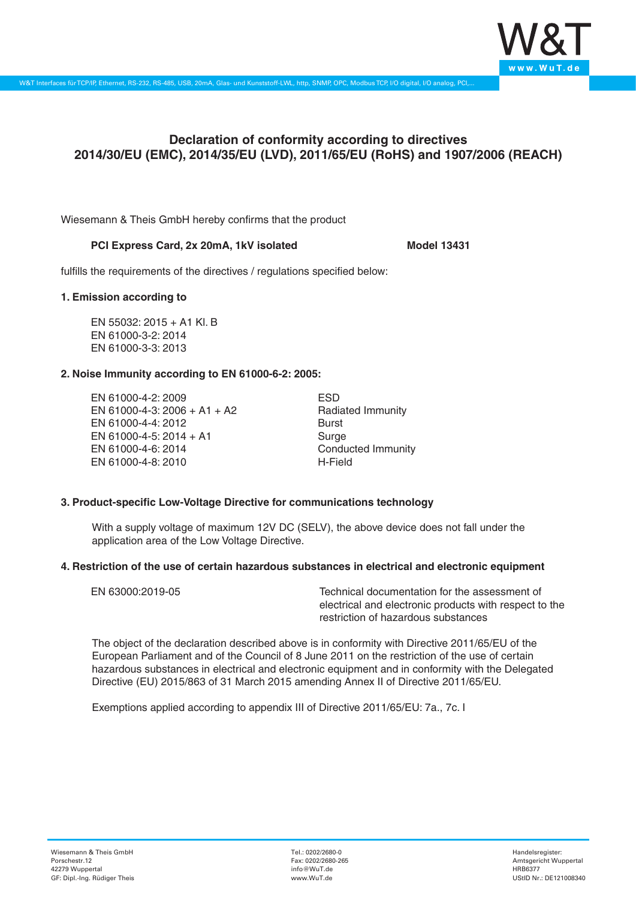# Declaration of conformity according to directives 2014/30/EU (EMC), 2014/35/EU (LVD), 2011/65/EU (RoHS) and 1907/2006 (REACH)

Wiesemann & Theis GmbH hereby confirms that the product

**PCI Express Card, 2x 20mA, 1kV isolated** **Model 13431**

fulfills the requirements of the directives / regulations specified below:

### 1. Emission according to

EN 55032: 2015 + A1 Kl. B
EN 61000-3-2: 2014
EN 61000-3-3: 2013

### 2. Noise Immunity according to EN 61000-6-2: 2005:

| | |
|---|---|
| EN 61000-4-2: 2009 | ESD |
| EN 61000-4-3: 2006 + A1 + A2 | Radiated Immunity |
| EN 61000-4-4: 2012 | Burst |
| EN 61000-4-5: 2014 + A1 | Surge |
| EN 61000-4-6: 2014 | Conducted Immunity |
| EN 61000-4-8: 2010 | H-Field |

### 3. Product-specific Low-Voltage Directive for communications technology

With a supply voltage of maximum 12V DC (SELV), the above device does not fall under the application area of the Low Voltage Directive.

### 4. Restriction of the use of certain hazardous substances in electrical and electronic equipment

| | |
|---|---|
| EN 63000:2019-05 | Technical documentation for the assessment of electrical and electronic products with respect to the restriction of hazardous substances |

The object of the declaration described above is in conformity with Directive 2011/65/EU of the European Parliament and of the Council of 8 June 2011 on the restriction of the use of certain hazardous substances in electrical and electronic equipment and in conformity with the Delegated Directive (EU) 2015/863 of 31 March 2015 amending Annex II of Directive 2011/65/EU.

Exemptions applied according to appendix III of Directive 2011/65/EU: 7a., 7c. I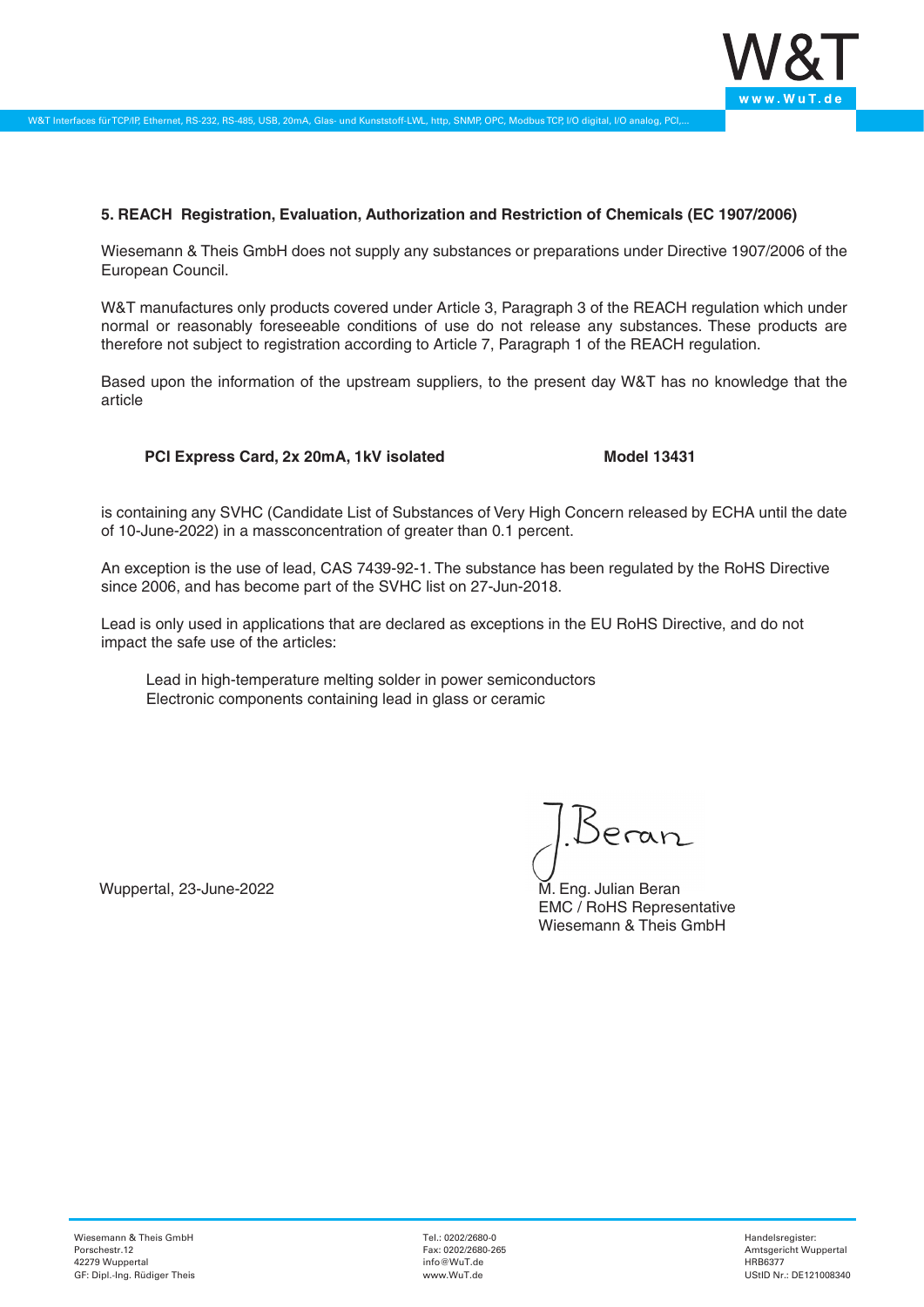## 5. REACH Registration, Evaluation, Authorization and Restriction of Chemicals (EC 1907/2006)

Wiesemann & Theis GmbH does not supply any substances or preparations under Directive 1907/2006 of the European Council.

W&T manufactures only products covered under Article 3, Paragraph 3 of the REACH regulation which under normal or reasonably foreseeable conditions of use do not release any substances. These products are therefore not subject to registration according to Article 7, Paragraph 1 of the REACH regulation.

Based upon the information of the upstream suppliers, to the present day W&T has no knowledge that the article

**PCI Express Card, 2x 20mA, 1kV isolated** **Model 13431**

is containing any SVHC (Candidate List of Substances of Very High Concern released by ECHA until the date of 10-June-2022) in a massconcentration of greater than 0.1 percent.

An exception is the use of lead, CAS 7439-92-1. The substance has been regulated by the RoHS Directive since 2006, and has become part of the SVHC list on 27-Jun-2018.

Lead is only used in applications that are declared as exceptions in the EU RoHS Directive, and do not impact the safe use of the articles:

Lead in high-temperature melting solder in power semiconductors
Electronic components containing lead in glass or ceramic

Wuppertal, 23-June-2022

J. Beran

M. Eng. Julian Beran
EMC / RoHS Representative
Wiesemann & Theis GmbH